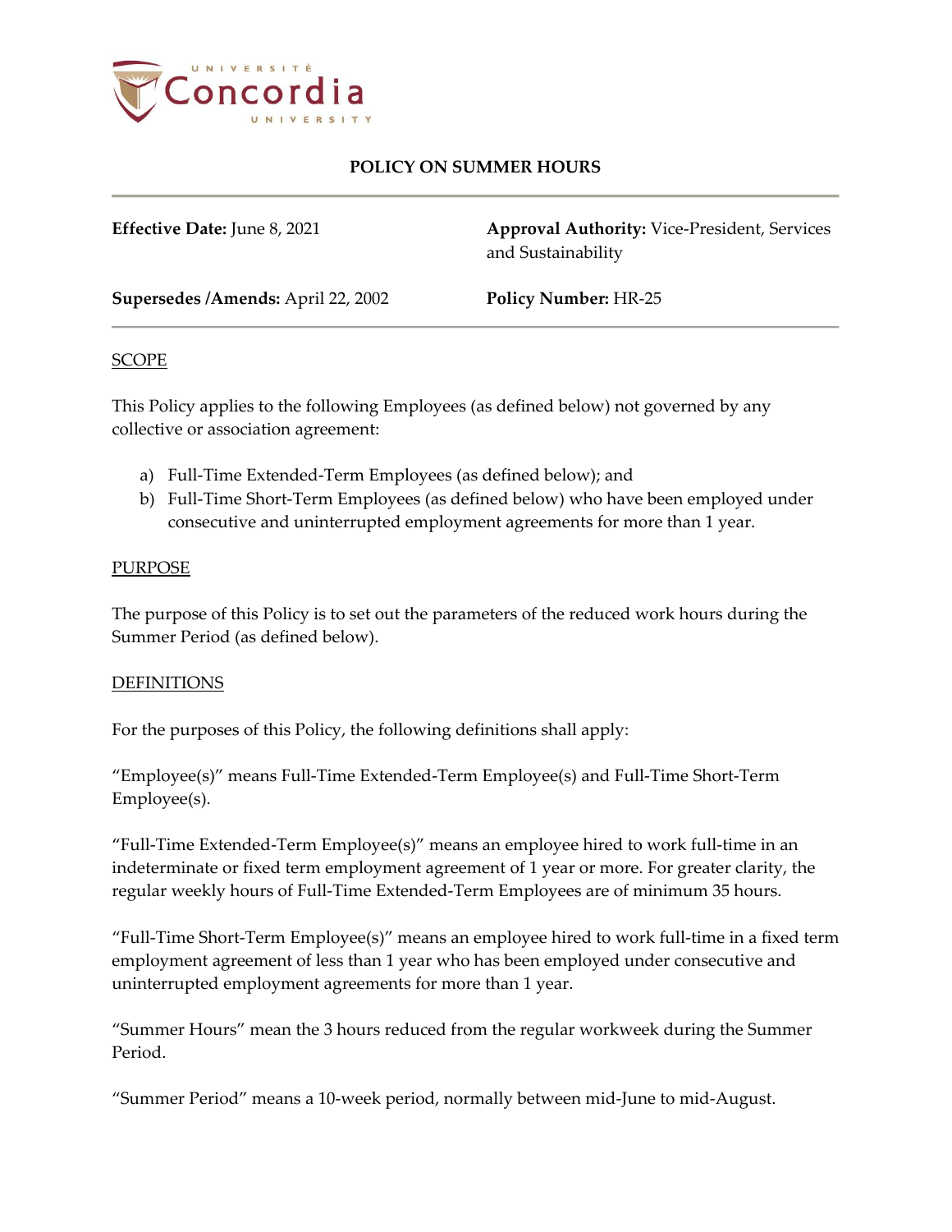# POLICY ON SUMMER HOURS

**Effective Date:** June 8, 2021

**Approval Authority:** Vice-President, Services and Sustainability

**Supersedes /Amends:** April 22, 2002

**Policy Number:** HR-25

## SCOPE

This Policy applies to the following Employees (as defined below) not governed by any collective or association agreement:

a) Full-Time Extended-Term Employees (as defined below); and
b) Full-Time Short-Term Employees (as defined below) who have been employed under consecutive and uninterrupted employment agreements for more than 1 year.

## PURPOSE

The purpose of this Policy is to set out the parameters of the reduced work hours during the Summer Period (as defined below).

## DEFINITIONS

For the purposes of this Policy, the following definitions shall apply:

"Employee(s)" means Full-Time Extended-Term Employee(s) and Full-Time Short-Term Employee(s).

"Full-Time Extended-Term Employee(s)" means an employee hired to work full-time in an indeterminate or fixed term employment agreement of 1 year or more. For greater clarity, the regular weekly hours of Full-Time Extended-Term Employees are of minimum 35 hours.

"Full-Time Short-Term Employee(s)" means an employee hired to work full-time in a fixed term employment agreement of less than 1 year who has been employed under consecutive and uninterrupted employment agreements for more than 1 year.

"Summer Hours" mean the 3 hours reduced from the regular workweek during the Summer Period.

"Summer Period" means a 10-week period, normally between mid-June to mid-August.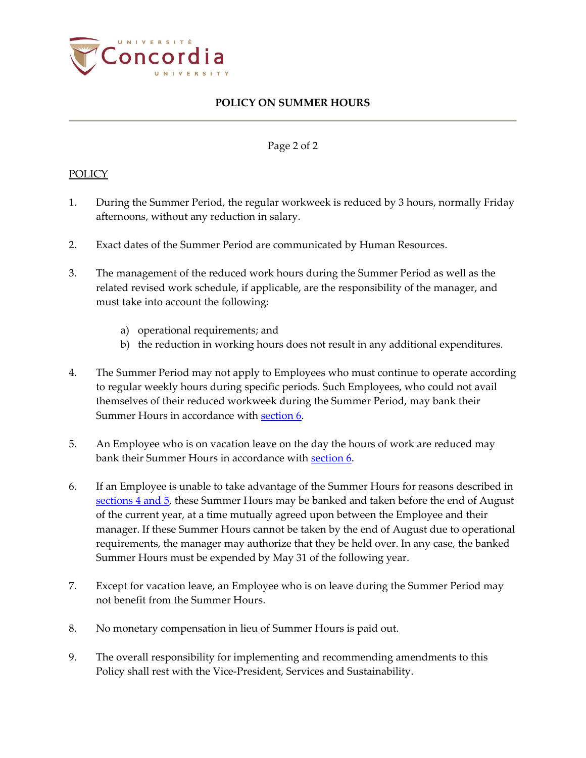## POLICY

1. During the Summer Period, the regular workweek is reduced by 3 hours, normally Friday afternoons, without any reduction in salary.

2. Exact dates of the Summer Period are communicated by Human Resources.

3. The management of the reduced work hours during the Summer Period as well as the related revised work schedule, if applicable, are the responsibility of the manager, and must take into account the following:

   a) operational requirements; and
   b) the reduction in working hours does not result in any additional expenditures.

4. The Summer Period may not apply to Employees who must continue to operate according to regular weekly hours during specific periods. Such Employees, who could not avail themselves of their reduced workweek during the Summer Period, may bank their Summer Hours in accordance with section 6.

5. An Employee who is on vacation leave on the day the hours of work are reduced may bank their Summer Hours in accordance with section 6.

6. If an Employee is unable to take advantage of the Summer Hours for reasons described in sections 4 and 5, these Summer Hours may be banked and taken before the end of August of the current year, at a time mutually agreed upon between the Employee and their manager. If these Summer Hours cannot be taken by the end of August due to operational requirements, the manager may authorize that they be held over. In any case, the banked Summer Hours must be expended by May 31 of the following year.

7. Except for vacation leave, an Employee who is on leave during the Summer Period may not benefit from the Summer Hours.

8. No monetary compensation in lieu of Summer Hours is paid out.

9. The overall responsibility for implementing and recommending amendments to this Policy shall rest with the Vice-President, Services and Sustainability.